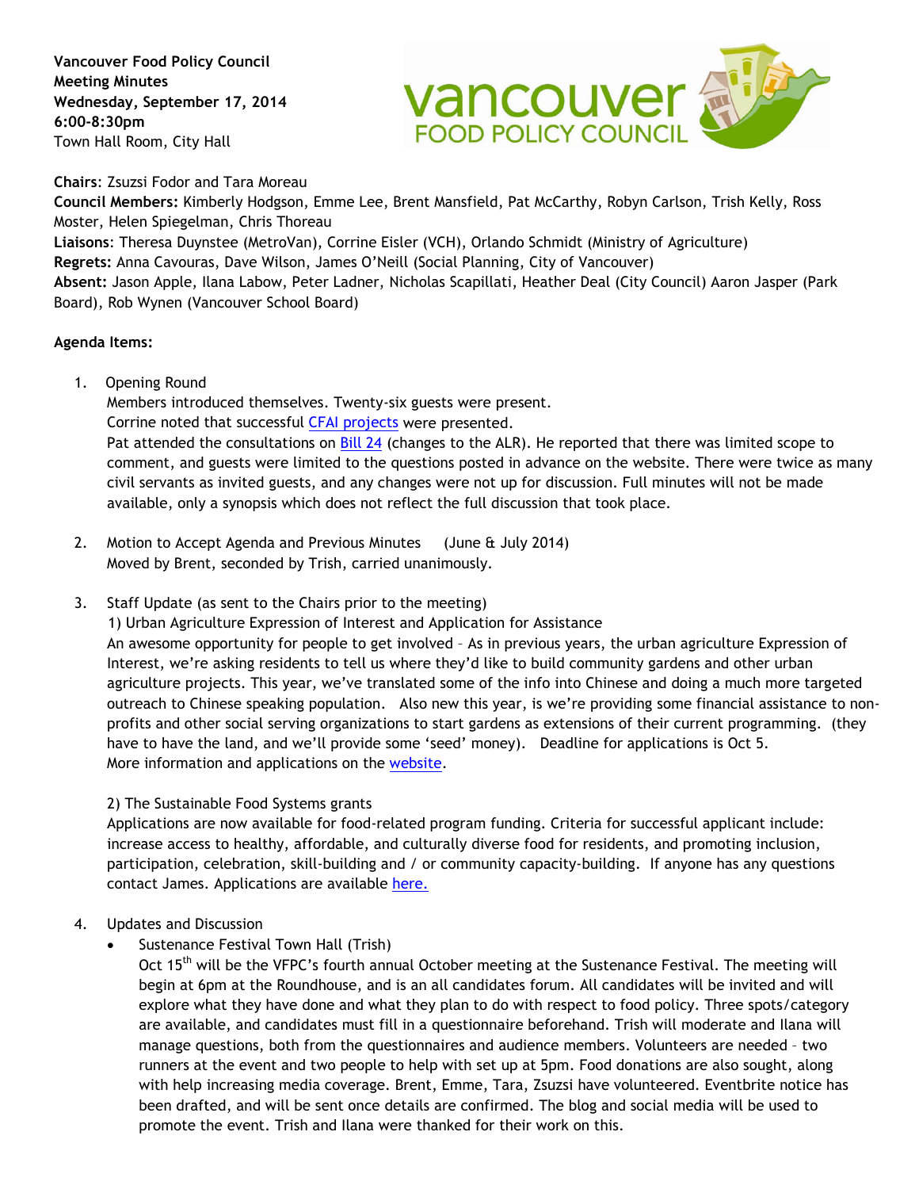**Vancouver Food Policy Council**
**Meeting Minutes**
**Wednesday, September 17, 2014**
**6:00-8:30pm**
Town Hall Room, City Hall

**Chairs**: Zsuzsi Fodor and Tara Moreau
**Council Members:** Kimberly Hodgson, Emme Lee, Brent Mansfield, Pat McCarthy, Robyn Carlson, Trish Kelly, Ross Moster, Helen Spiegelman, Chris Thoreau
**Liaisons**: Theresa Duynstee (MetroVan), Corrine Eisler (VCH), Orlando Schmidt (Ministry of Agriculture)
**Regrets:** Anna Cavouras, Dave Wilson, James O'Neill (Social Planning, City of Vancouver)
**Absent:** Jason Apple, Ilana Labow, Peter Ladner, Nicholas Scapillati, Heather Deal (City Council) Aaron Jasper (Park Board), Rob Wynen (Vancouver School Board)

**Agenda Items:**

1. Opening Round
   Members introduced themselves. Twenty-six guests were present.
   Corrine noted that successful CFAI projects were presented.
   Pat attended the consultations on Bill 24 (changes to the ALR). He reported that there was limited scope to comment, and guests were limited to the questions posted in advance on the website. There were twice as many civil servants as invited guests, and any changes were not up for discussion. Full minutes will not be made available, only a synopsis which does not reflect the full discussion that took place.

2. Motion to Accept Agenda and Previous Minutes (June & July 2014)
   Moved by Brent, seconded by Trish, carried unanimously.

3. Staff Update (as sent to the Chairs prior to the meeting)
   1) Urban Agriculture Expression of Interest and Application for Assistance
   An awesome opportunity for people to get involved – As in previous years, the urban agriculture Expression of Interest, we're asking residents to tell us where they'd like to build community gardens and other urban agriculture projects. This year, we've translated some of the info into Chinese and doing a much more targeted outreach to Chinese speaking population. Also new this year, is we're providing some financial assistance to non-profits and other social serving organizations to start gardens as extensions of their current programming. (they have to have the land, and we'll provide some 'seed' money). Deadline for applications is Oct 5.
   More information and applications on the website.

   2) The Sustainable Food Systems grants
   Applications are now available for food-related program funding. Criteria for successful applicant include: increase access to healthy, affordable, and culturally diverse food for residents, and promoting inclusion, participation, celebration, skill-building and / or community capacity-building. If anyone has any questions contact James. Applications are available here.

4. Updates and Discussion
   - Sustenance Festival Town Hall (Trish)
     Oct 15th will be the VFPC's fourth annual October meeting at the Sustenance Festival. The meeting will begin at 6pm at the Roundhouse, and is an all candidates forum. All candidates will be invited and will explore what they have done and what they plan to do with respect to food policy. Three spots/category are available, and candidates must fill in a questionnaire beforehand. Trish will moderate and Ilana will manage questions, both from the questionnaires and audience members. Volunteers are needed – two runners at the event and two people to help with set up at 5pm. Food donations are also sought, along with help increasing media coverage. Brent, Emme, Tara, Zsuzsi have volunteered. Eventbrite notice has been drafted, and will be sent once details are confirmed. The blog and social media will be used to promote the event. Trish and Ilana were thanked for their work on this.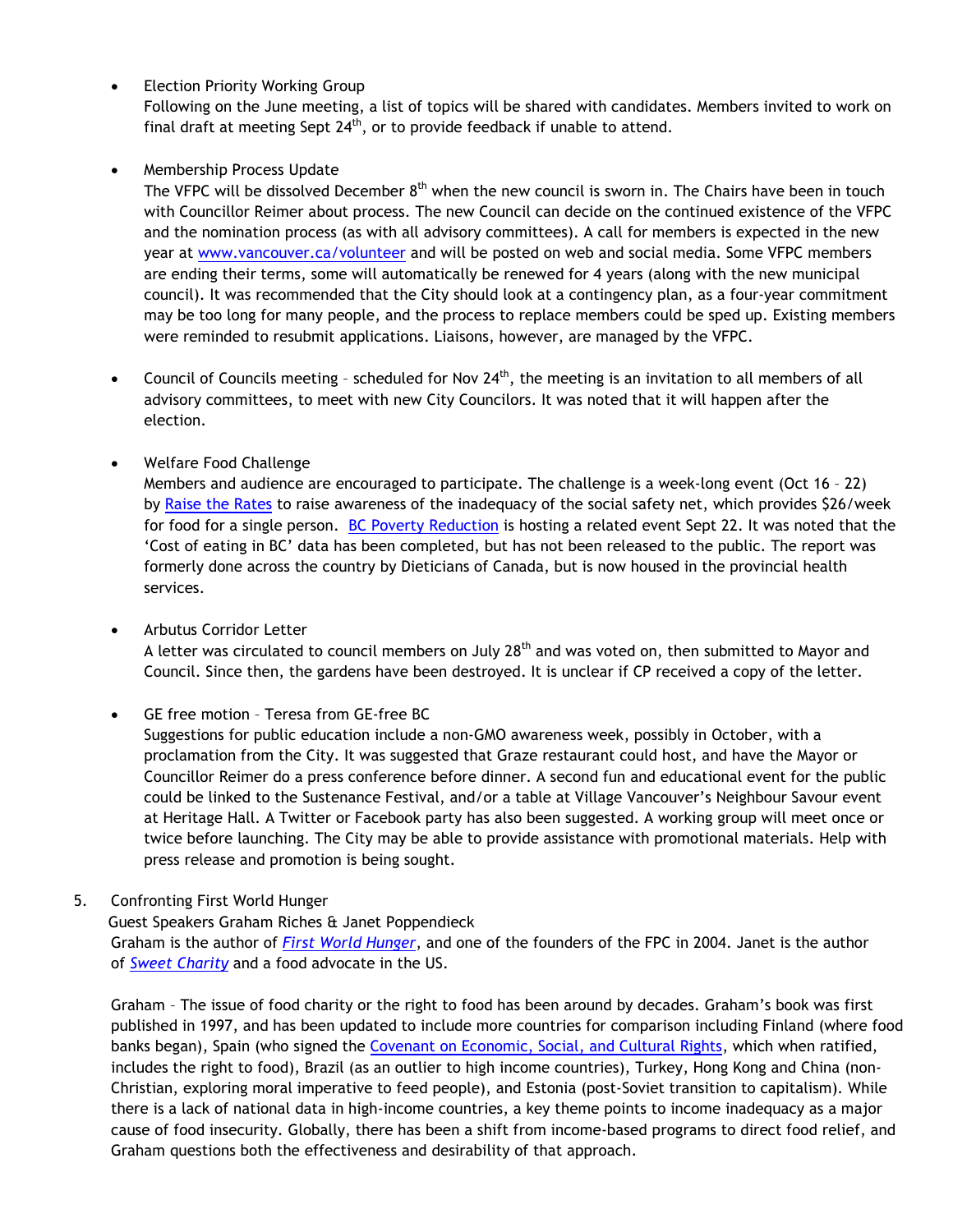- Election Priority Working Group
  Following on the June meeting, a list of topics will be shared with candidates. Members invited to work on final draft at meeting Sept 24th, or to provide feedback if unable to attend.

- Membership Process Update
  The VFPC will be dissolved December 8th when the new council is sworn in. The Chairs have been in touch with Councillor Reimer about process. The new Council can decide on the continued existence of the VFPC and the nomination process (as with all advisory committees). A call for members is expected in the new year at www.vancouver.ca/volunteer and will be posted on web and social media. Some VFPC members are ending their terms, some will automatically be renewed for 4 years (along with the new municipal council). It was recommended that the City should look at a contingency plan, as a four-year commitment may be too long for many people, and the process to replace members could be sped up. Existing members were reminded to resubmit applications. Liaisons, however, are managed by the VFPC.

- Council of Councils meeting – scheduled for Nov 24th, the meeting is an invitation to all members of all advisory committees, to meet with new City Councilors. It was noted that it will happen after the election.

- Welfare Food Challenge
  Members and audience are encouraged to participate. The challenge is a week-long event (Oct 16 – 22) by Raise the Rates to raise awareness of the inadequacy of the social safety net, which provides $26/week for food for a single person. BC Poverty Reduction is hosting a related event Sept 22. It was noted that the 'Cost of eating in BC' data has been completed, but has not been released to the public. The report was formerly done across the country by Dieticians of Canada, but is now housed in the provincial health services.

- Arbutus Corridor Letter
  A letter was circulated to council members on July 28th and was voted on, then submitted to Mayor and Council. Since then, the gardens have been destroyed. It is unclear if CP received a copy of the letter.

- GE free motion – Teresa from GE-free BC
  Suggestions for public education include a non-GMO awareness week, possibly in October, with a proclamation from the City. It was suggested that Graze restaurant could host, and have the Mayor or Councillor Reimer do a press conference before dinner. A second fun and educational event for the public could be linked to the Sustenance Festival, and/or a table at Village Vancouver's Neighbour Savour event at Heritage Hall. A Twitter or Facebook party has also been suggested. A working group will meet once or twice before launching. The City may be able to provide assistance with promotional materials. Help with press release and promotion is being sought.

5. Confronting First World Hunger
   Guest Speakers Graham Riches & Janet Poppendieck
   Graham is the author of *First World Hunger*, and one of the founders of the FPC in 2004. Janet is the author of *Sweet Charity* and a food advocate in the US.

   Graham – The issue of food charity or the right to food has been around by decades. Graham's book was first published in 1997, and has been updated to include more countries for comparison including Finland (where food banks began), Spain (who signed the Covenant on Economic, Social, and Cultural Rights, which when ratified, includes the right to food), Brazil (as an outlier to high income countries), Turkey, Hong Kong and China (non-Christian, exploring moral imperative to feed people), and Estonia (post-Soviet transition to capitalism). While there is a lack of national data in high-income countries, a key theme points to income inadequacy as a major cause of food insecurity. Globally, there has been a shift from income-based programs to direct food relief, and Graham questions both the effectiveness and desirability of that approach.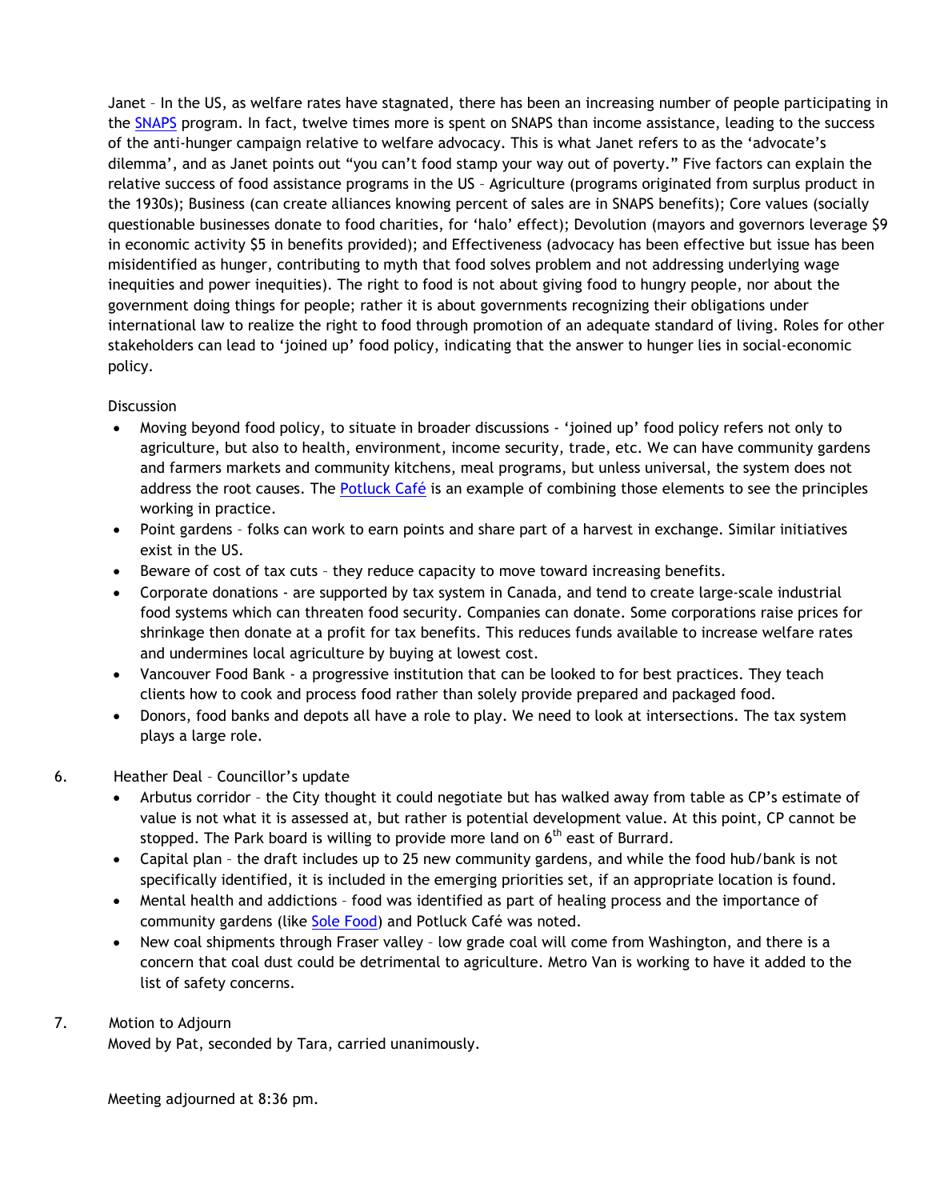Janet – In the US, as welfare rates have stagnated, there has been an increasing number of people participating in the SNAPS program. In fact, twelve times more is spent on SNAPS than income assistance, leading to the success of the anti-hunger campaign relative to welfare advocacy. This is what Janet refers to as the 'advocate's dilemma', and as Janet points out "you can't food stamp your way out of poverty." Five factors can explain the relative success of food assistance programs in the US – Agriculture (programs originated from surplus product in the 1930s); Business (can create alliances knowing percent of sales are in SNAPS benefits); Core values (socially questionable businesses donate to food charities, for 'halo' effect); Devolution (mayors and governors leverage $9 in economic activity $5 in benefits provided); and Effectiveness (advocacy has been effective but issue has been misidentified as hunger, contributing to myth that food solves problem and not addressing underlying wage inequities and power inequities). The right to food is not about giving food to hungry people, nor about the government doing things for people; rather it is about governments recognizing their obligations under international law to realize the right to food through promotion of an adequate standard of living. Roles for other stakeholders can lead to 'joined up' food policy, indicating that the answer to hunger lies in social-economic policy.

Discussion

- Moving beyond food policy, to situate in broader discussions - 'joined up' food policy refers not only to agriculture, but also to health, environment, income security, trade, etc. We can have community gardens and farmers markets and community kitchens, meal programs, but unless universal, the system does not address the root causes. The Potluck Café is an example of combining those elements to see the principles working in practice.
- Point gardens – folks can work to earn points and share part of a harvest in exchange. Similar initiatives exist in the US.
- Beware of cost of tax cuts – they reduce capacity to move toward increasing benefits.
- Corporate donations - are supported by tax system in Canada, and tend to create large-scale industrial food systems which can threaten food security. Companies can donate. Some corporations raise prices for shrinkage then donate at a profit for tax benefits. This reduces funds available to increase welfare rates and undermines local agriculture by buying at lowest cost.
- Vancouver Food Bank - a progressive institution that can be looked to for best practices. They teach clients how to cook and process food rather than solely provide prepared and packaged food.
- Donors, food banks and depots all have a role to play. We need to look at intersections. The tax system plays a large role.

6. Heather Deal – Councillor's update

- Arbutus corridor – the City thought it could negotiate but has walked away from table as CP's estimate of value is not what it is assessed at, but rather is potential development value. At this point, CP cannot be stopped. The Park board is willing to provide more land on 6th east of Burrard.
- Capital plan – the draft includes up to 25 new community gardens, and while the food hub/bank is not specifically identified, it is included in the emerging priorities set, if an appropriate location is found.
- Mental health and addictions – food was identified as part of healing process and the importance of community gardens (like Sole Food) and Potluck Café was noted.
- New coal shipments through Fraser valley – low grade coal will come from Washington, and there is a concern that coal dust could be detrimental to agriculture. Metro Van is working to have it added to the list of safety concerns.

7. Motion to Adjourn

Moved by Pat, seconded by Tara, carried unanimously.

Meeting adjourned at 8:36 pm.